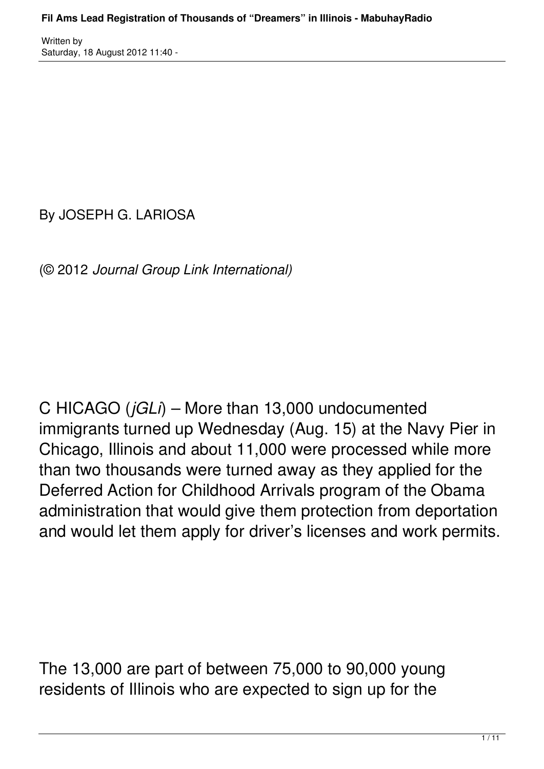By JOSEPH G. LARIOSA

(© 2012 *Journal Group Link International)*

CHICAGO (*jGLi*) – More than 13,000 undocumented immigrants turned up Wednesday (Aug. 15) at the Navy Pier in Chicago, Illinois and about 11,000 were processed while more than two thousands were turned away as they applied for the Deferred Action for Childhood Arrivals program of the Obama administration that would give them protection from deportation and would let them apply for driver's licenses and work permits.

The 13,000 are part of between 75,000 to 90,000 young residents of Illinois who are expected to sign up for the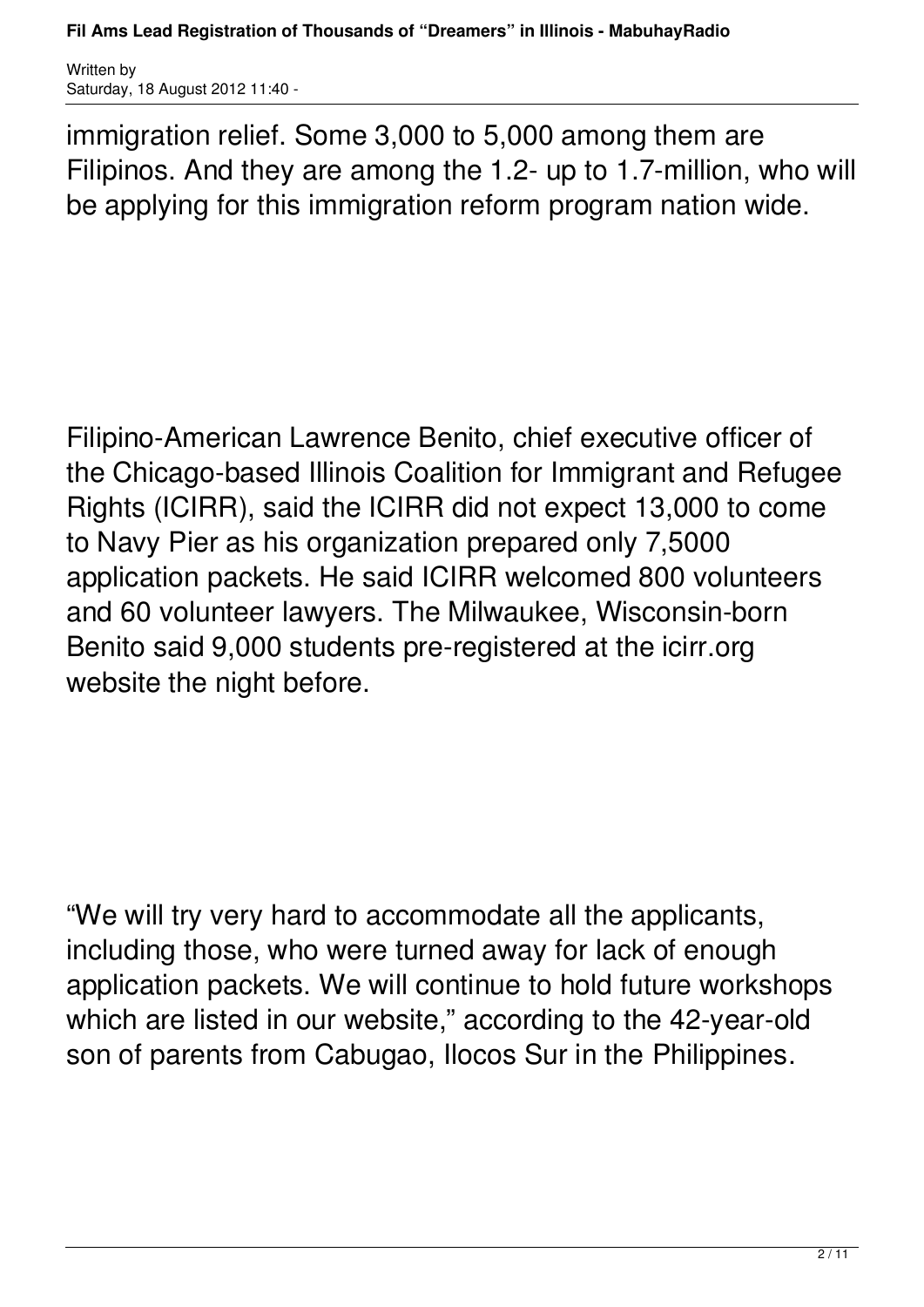immigration relief. Some 3,000 to 5,000 among them are Filipinos. And they are among the 1.2- up to 1.7-million, who will be applying for this immigration reform program nation wide.

Filipino-American Lawrence Benito, chief executive officer of the Chicago-based Illinois Coalition for Immigrant and Refugee Rights (ICIRR), said the ICIRR did not expect 13,000 to come to Navy Pier as his organization prepared only 7,5000 application packets. He said ICIRR welcomed 800 volunteers and 60 volunteer lawyers. The Milwaukee, Wisconsin-born Benito said 9,000 students pre-registered at the icirr.org website the night before.

"We will try very hard to accommodate all the applicants, including those, who were turned away for lack of enough application packets. We will continue to hold future workshops which are listed in our website," according to the 42-year-old son of parents from Cabugao, Ilocos Sur in the Philippines.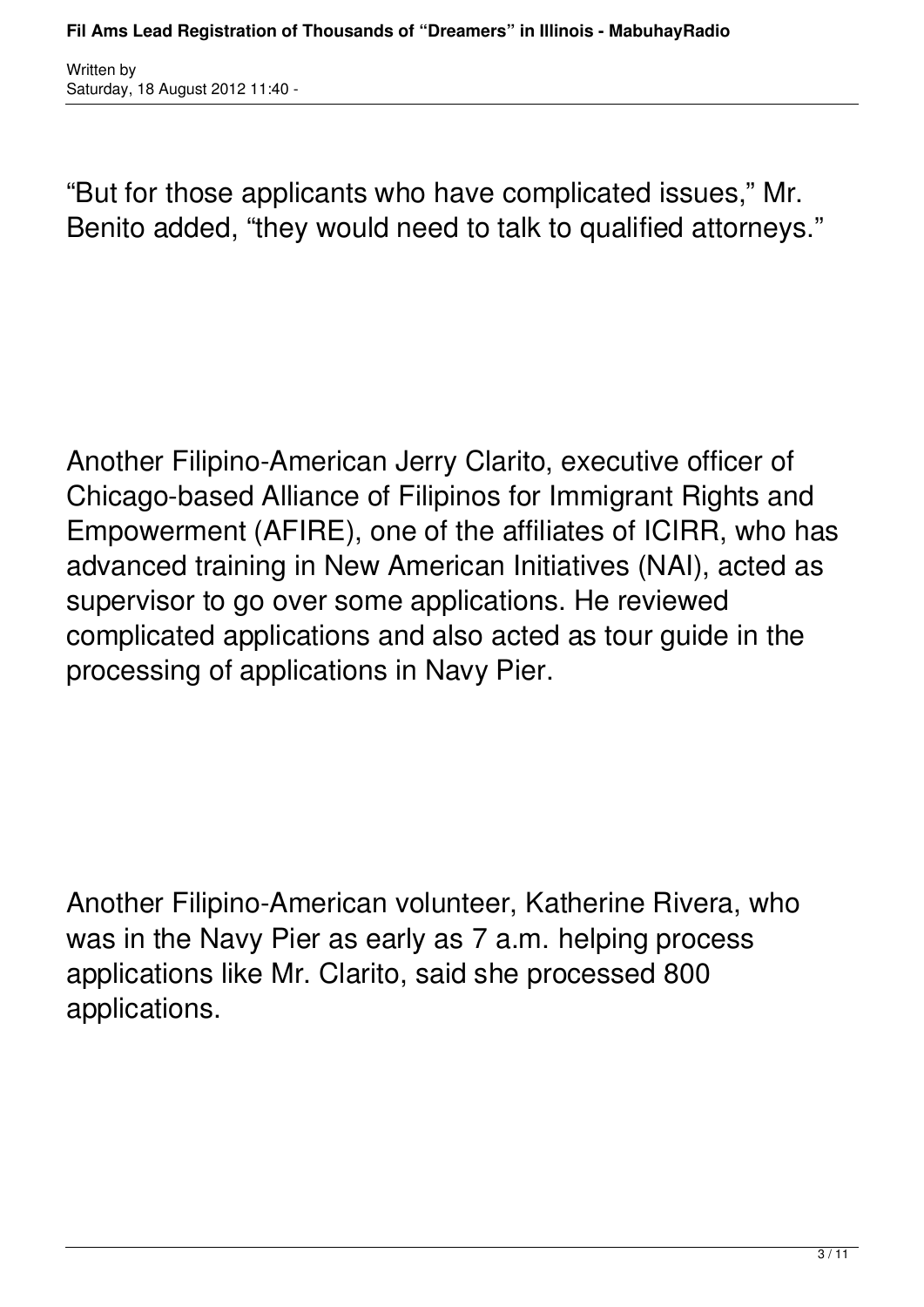"But for those applicants who have complicated issues," Mr. Benito added, "they would need to talk to qualified attorneys."

Another Filipino-American Jerry Clarito, executive officer of Chicago-based Alliance of Filipinos for Immigrant Rights and Empowerment (AFIRE), one of the affiliates of ICIRR, who has advanced training in New American Initiatives (NAI), acted as supervisor to go over some applications. He reviewed complicated applications and also acted as tour guide in the processing of applications in Navy Pier.

Another Filipino-American volunteer, Katherine Rivera, who was in the Navy Pier as early as 7 a.m. helping process applications like Mr. Clarito, said she processed 800 applications.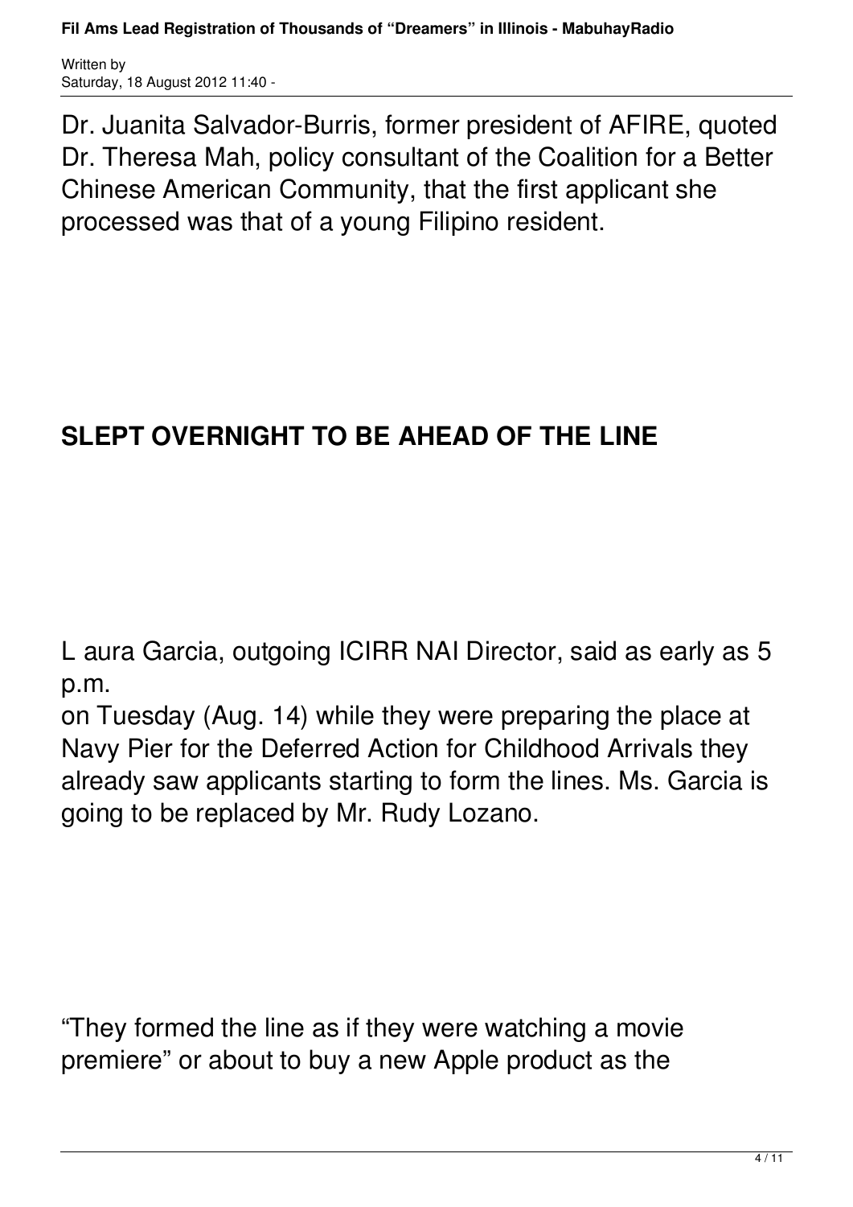Dr. Juanita Salvador-Burris, former president of AFIRE, quoted Dr. Theresa Mah, policy consultant of the Coalition for a Better Chinese American Community, that the first applicant she processed was that of a young Filipino resident.

## SLEPT OVERNIGHT TO BE AHEAD OF THE LINE

L aura Garcia, outgoing ICIRR NAI Director, said as early as 5 p.m.
on Tuesday (Aug. 14) while they were preparing the place at Navy Pier for the Deferred Action for Childhood Arrivals they already saw applicants starting to form the lines. Ms. Garcia is going to be replaced by Mr. Rudy Lozano.

“They formed the line as if they were watching a movie premiere” or about to buy a new Apple product as the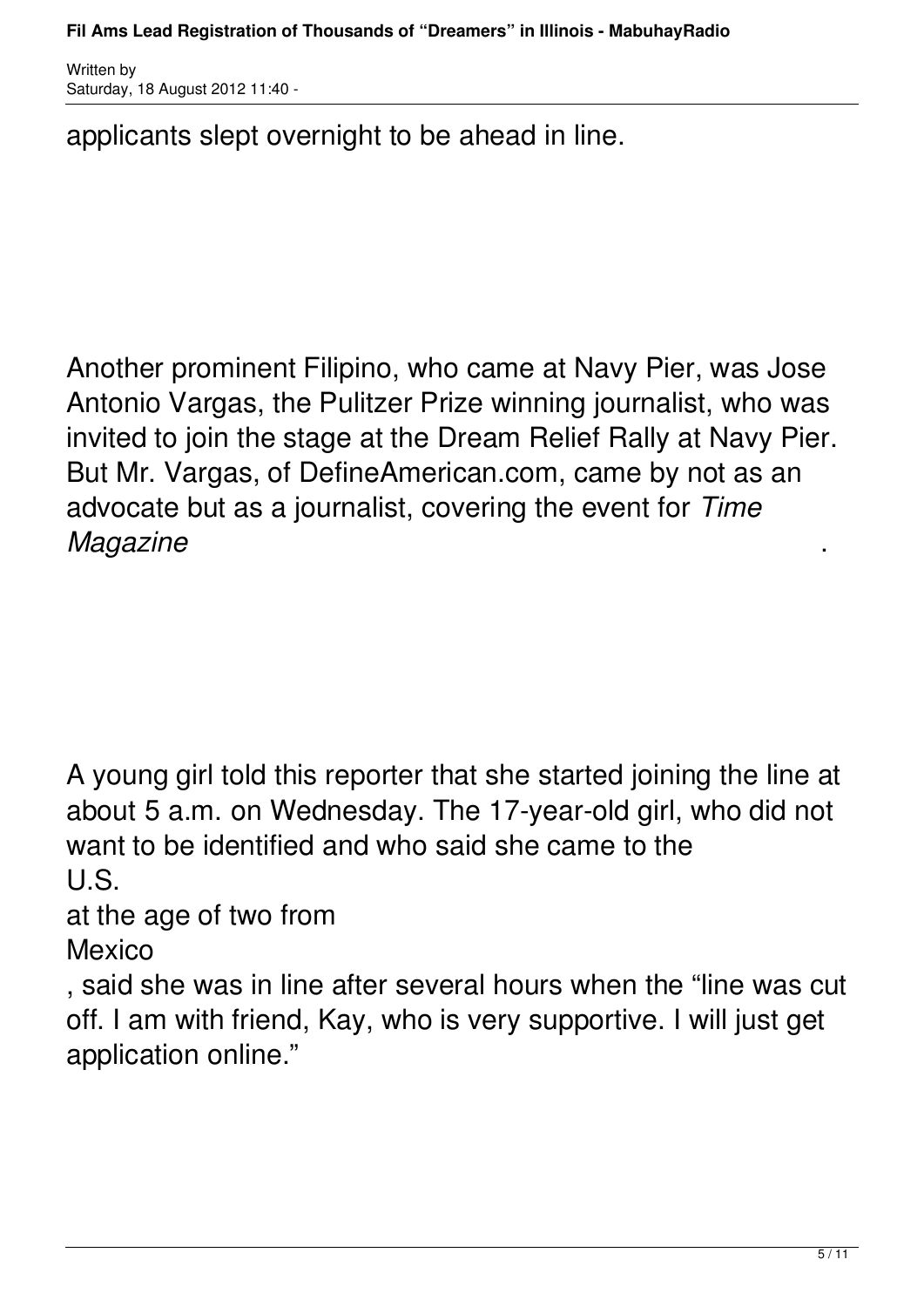applicants slept overnight to be ahead in line.

Another prominent Filipino, who came at Navy Pier, was Jose Antonio Vargas, the Pulitzer Prize winning journalist, who was invited to join the stage at the Dream Relief Rally at Navy Pier. But Mr. Vargas, of DefineAmerican.com, came by not as an advocate but as a journalist, covering the event for *Time Magazine*.

A young girl told this reporter that she started joining the line at about 5 a.m. on Wednesday. The 17-year-old girl, who did not want to be identified and who said she came to the U.S. at the age of two from Mexico, said she was in line after several hours when the "line was cut off. I am with friend, Kay, who is very supportive. I will just get application online."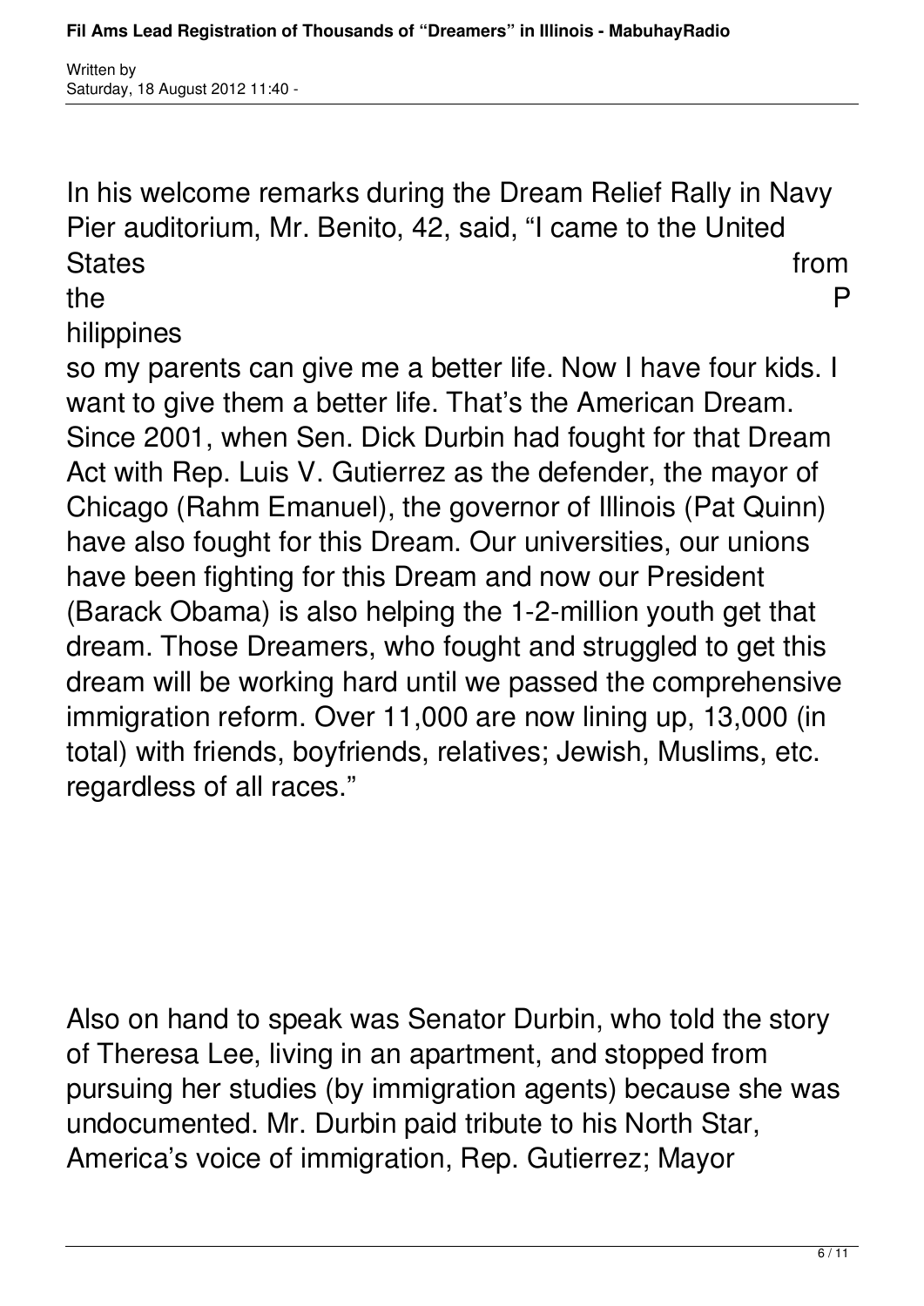In his welcome remarks during the Dream Relief Rally in Navy Pier auditorium, Mr. Benito, 42, said, "I came to the United States from the Philippines so my parents can give me a better life. Now I have four kids. I want to give them a better life. That's the American Dream. Since 2001, when Sen. Dick Durbin had fought for that Dream Act with Rep. Luis V. Gutierrez as the defender, the mayor of Chicago (Rahm Emanuel), the governor of Illinois (Pat Quinn) have also fought for this Dream. Our universities, our unions have been fighting for this Dream and now our President (Barack Obama) is also helping the 1-2-million youth get that dream. Those Dreamers, who fought and struggled to get this dream will be working hard until we passed the comprehensive immigration reform. Over 11,000 are now lining up, 13,000 (in total) with friends, boyfriends, relatives; Jewish, Muslims, etc. regardless of all races."

Also on hand to speak was Senator Durbin, who told the story of Theresa Lee, living in an apartment, and stopped from pursuing her studies (by immigration agents) because she was undocumented. Mr. Durbin paid tribute to his North Star, America's voice of immigration, Rep. Gutierrez; Mayor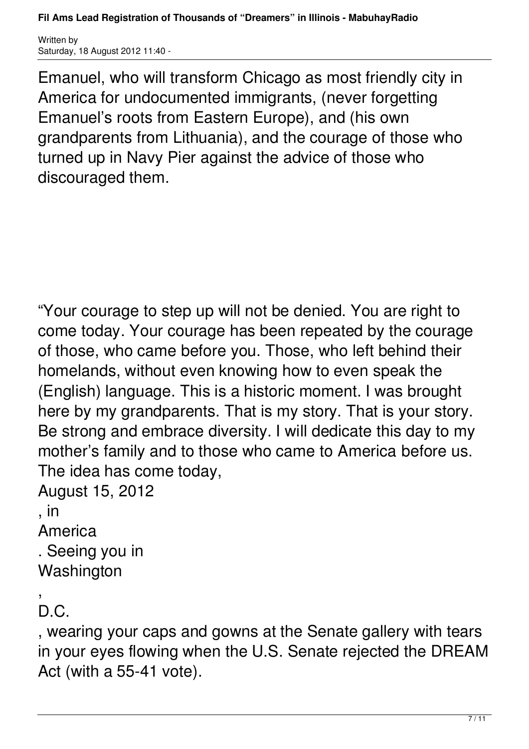Emanuel, who will transform Chicago as most friendly city in America for undocumented immigrants, (never forgetting Emanuel's roots from Eastern Europe), and (his own grandparents from Lithuania), and the courage of those who turned up in Navy Pier against the advice of those who discouraged them.

"Your courage to step up will not be denied. You are right to come today. Your courage has been repeated by the courage of those, who came before you. Those, who left behind their homelands, without even knowing how to even speak the (English) language. This is a historic moment. I was brought here by my grandparents. That is my story. That is your story. Be strong and embrace diversity. I will dedicate this day to my mother's family and to those who came to America before us. The idea has come today, August 15, 2012, in America. Seeing you in Washington, D.C., wearing your caps and gowns at the Senate gallery with tears in your eyes flowing when the U.S. Senate rejected the DREAM Act (with a 55-41 vote).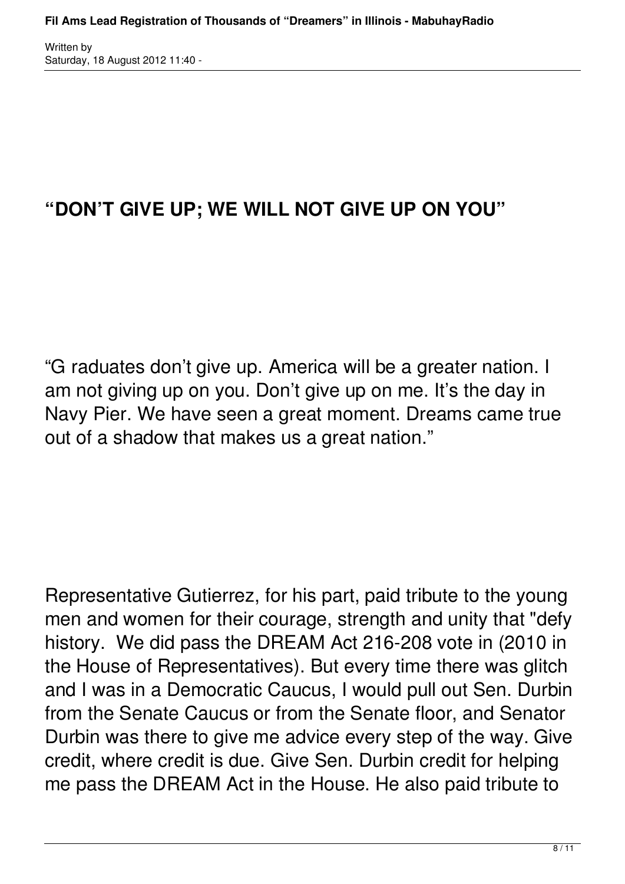## “DON’T GIVE UP; WE WILL NOT GIVE UP ON YOU”

“G raduates don’t give up. America will be a greater nation. I am not giving up on you. Don’t give up on me. It’s the day in Navy Pier. We have seen a great moment. Dreams came true out of a shadow that makes us a great nation.”

Representative Gutierrez, for his part, paid tribute to the young men and women for their courage, strength and unity that "defy history. We did pass the DREAM Act 216-208 vote in (2010 in the House of Representatives). But every time there was glitch and I was in a Democratic Caucus, I would pull out Sen. Durbin from the Senate Caucus or from the Senate floor, and Senator Durbin was there to give me advice every step of the way. Give credit, where credit is due. Give Sen. Durbin credit for helping me pass the DREAM Act in the House. He also paid tribute to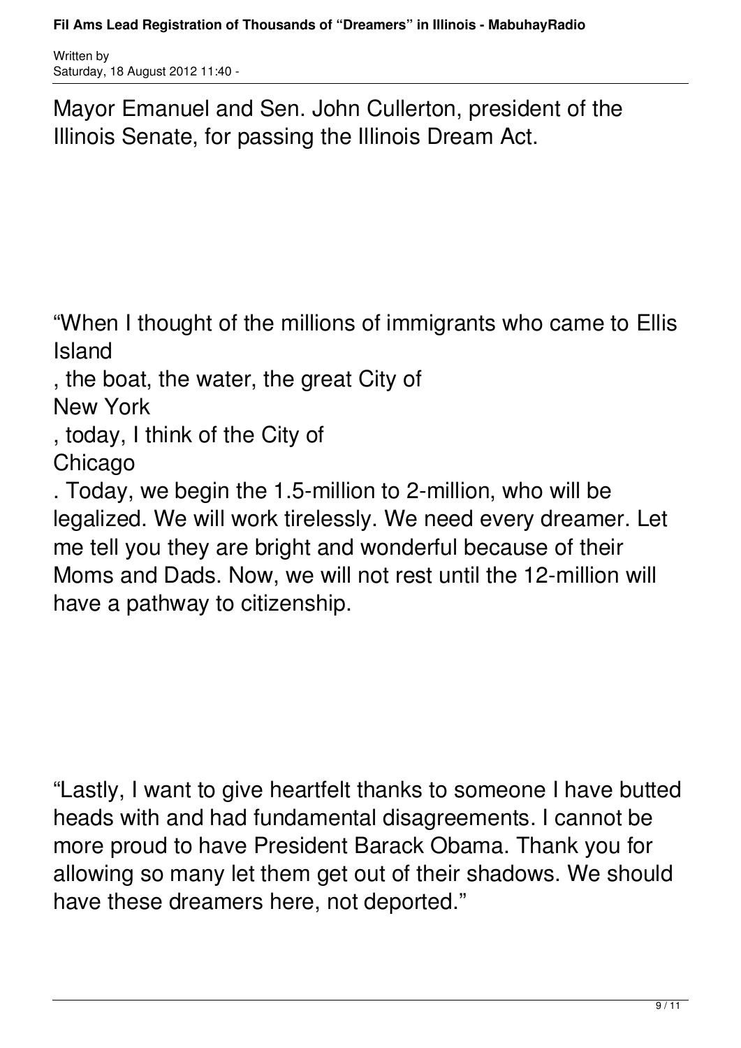Mayor Emanuel and Sen. John Cullerton, president of the Illinois Senate, for passing the Illinois Dream Act.

"When I thought of the millions of immigrants who came to Ellis Island, the boat, the water, the great City of New York, today, I think of the City of Chicago. Today, we begin the 1.5-million to 2-million, who will be legalized. We will work tirelessly. We need every dreamer. Let me tell you they are bright and wonderful because of their Moms and Dads. Now, we will not rest until the 12-million will have a pathway to citizenship.

"Lastly, I want to give heartfelt thanks to someone I have butted heads with and had fundamental disagreements. I cannot be more proud to have President Barack Obama. Thank you for allowing so many let them get out of their shadows. We should have these dreamers here, not deported."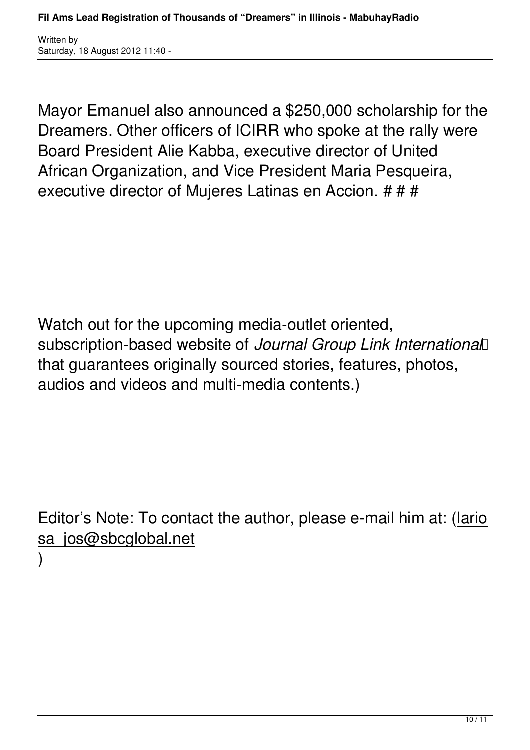Mayor Emanuel also announced a $250,000 scholarship for the Dreamers. Other officers of ICIRR who spoke at the rally were Board President Alie Kabba, executive director of United African Organization, and Vice President Maria Pesqueira, executive director of Mujeres Latinas en Accion. # # #

Watch out for the upcoming media-outlet oriented, subscription-based website of *Journal Group Link International* that guarantees originally sourced stories, features, photos, audios and videos and multi-media contents.)

Editor's Note: To contact the author, please e-mail him at: (lariosa_jos@sbcglobal.net)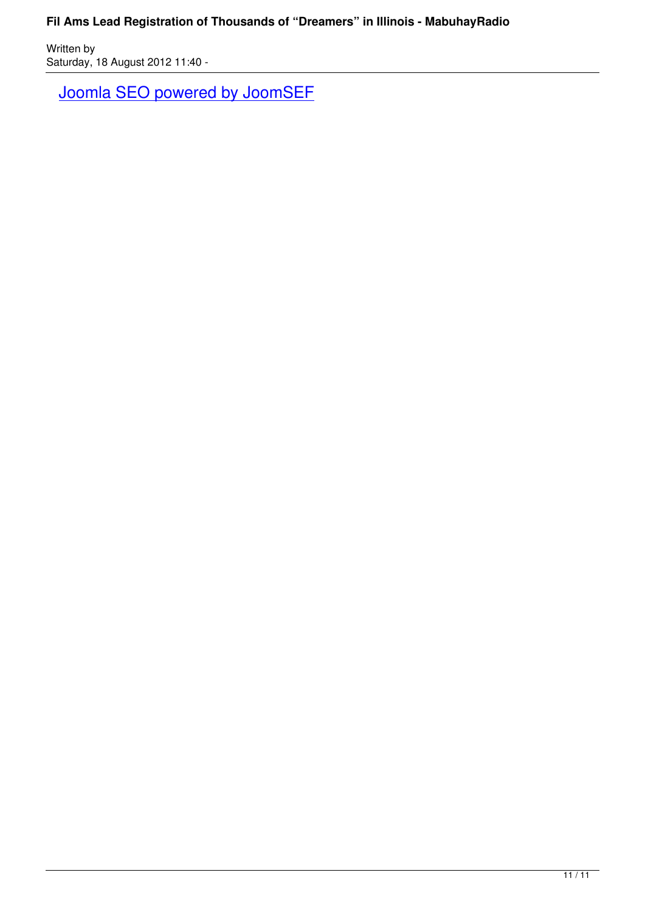[Joomla SEO powered by JoomSEF]